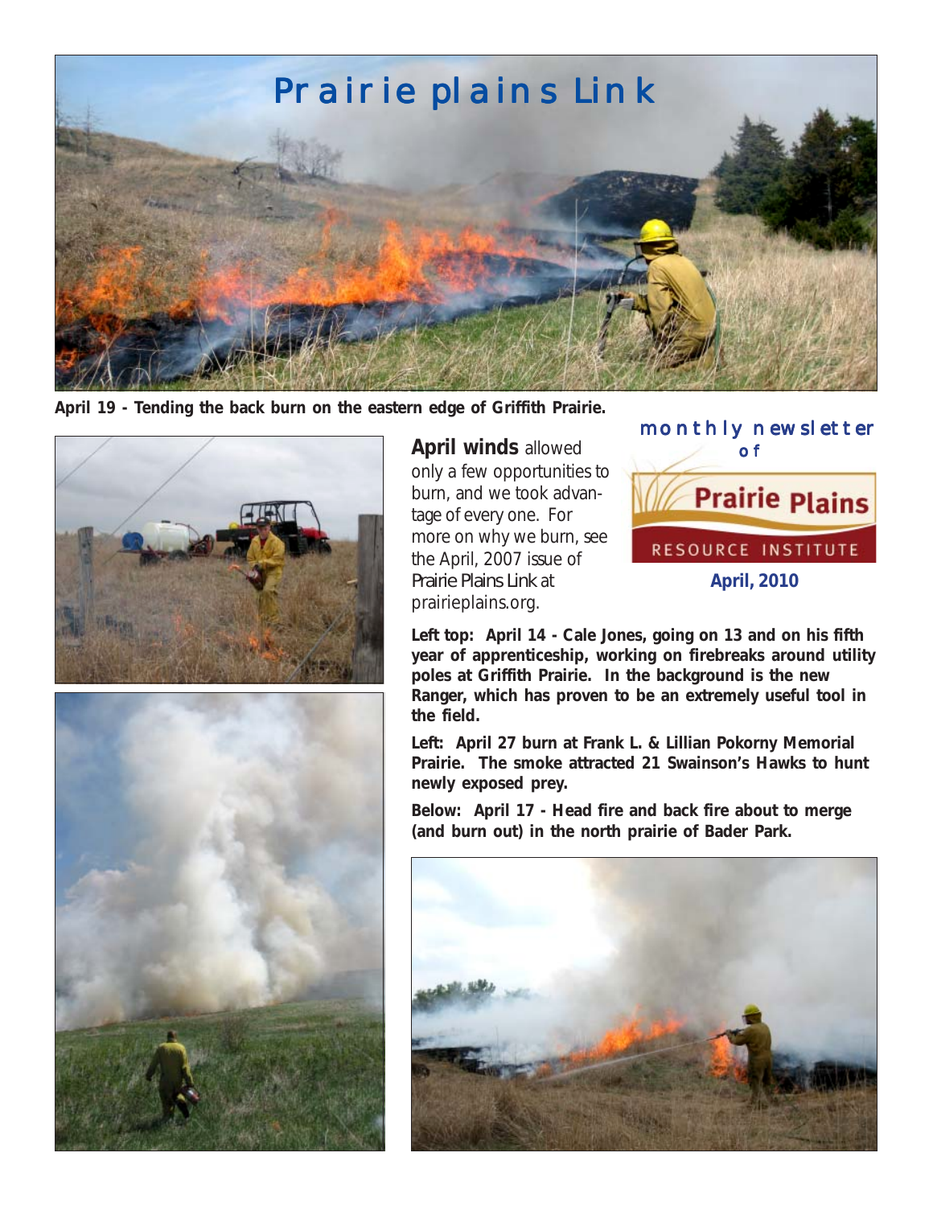# Prairie plains Link

**April 19 - Tending the back burn on the eastern edge of Griffith Prairie.**

monthly newsletter of

Prairie Plains RESOURCE INSTITUTE

**April, 2010**

**April winds** allowed only a few opportunities to burn, and we took advantage of every one. For more on why we burn, see the April, 2007 issue of *Prairie Plains Link* at prairieplains.org.

**Left top: April 14 - Cale Jones, going on 13 and on his fifth year of apprenticeship, working on firebreaks around utility poles at Griffith Prairie. In the background is the new Ranger, which has proven to be an extremely useful tool in the field.**

**Left: April 27 burn at Frank L. & Lillian Pokorny Memorial Prairie. The smoke attracted 21 Swainson's Hawks to hunt newly exposed prey.**

**Below: April 17 - Head fire and back fire about to merge (and burn out) in the north prairie of Bader Park.**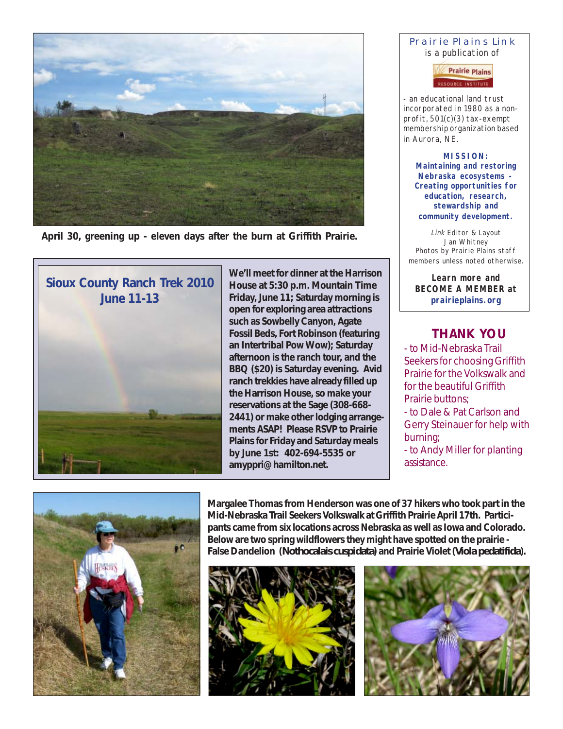April 30, greening up - eleven days after the burn at Griffith Prairie.

## Sioux County Ranch Trek 2010
## June 11-13

We'll meet for dinner at the Harrison House at 5:30 p.m. Mountain Time Friday, June 11; Saturday morning is open for exploring area attractions such as Sowbelly Canyon, Agate Fossil Beds, Fort Robinson (featuring an Intertribal Pow Wow); Saturday afternoon is the ranch tour, and the BBQ ($20) is Saturday evening. Avid ranch trekkies have already filled up the Harrison House, so make your reservations at the Sage (308-668-2441) or make other lodging arrangements ASAP! Please RSVP to Prairie Plains for Friday and Saturday meals by June 1st: 402-694-5535 or amyppri@hamilton.net.

Prairie Plains Link is a publication of Prairie Plains Resource Institute - an educational land trust incorporated in 1980 as a non-profit, 501(c)(3) tax-exempt membership organization based in Aurora, NE.

**MISSION: Maintaining and restoring Nebraska ecosystems - Creating opportunities for education, research, stewardship and community development.**

*Link* Editor & Layout Jan Whitney
Photos by Prairie Plains staff members unless noted otherwise.

**Learn more and BECOME A MEMBER at prairieplains.org**

## THANK YOU

- to Mid-Nebraska Trail Seekers for choosing Griffith Prairie for the Volkswalk and for the beautiful Griffith Prairie buttons;
- to Dale & Pat Carlson and Gerry Steinauer for help with burning;
- to Andy Miller for planting assistance.

Margalee Thomas from Henderson was one of 37 hikers who took part in the Mid-Nebraska Trail Seekers Volkswalk at Griffith Prairie April 17th. Participants came from six locations across Nebraska as well as Iowa and Colorado. Below are two spring wildflowers they might have spotted on the prairie - False Dandelion (*Nothocalais cuspidata*) and Prairie Violet (*Viola pedatifida*).